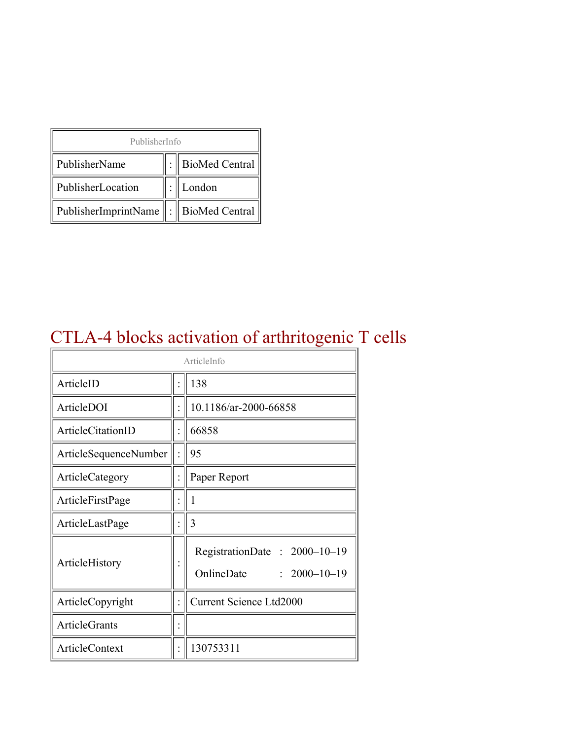| PublisherInfo | | |
|---|---|---|
| PublisherName | : | BioMed Central |
| PublisherLocation | : | London |
| PublisherImprintName | : | BioMed Central |

# CTLA-4 blocks activation of arthritogenic T cells

| ArticleInfo | | |
|---|---|---|
| ArticleID | : | 138 |
| ArticleDOI | : | 10.1186/ar-2000-66858 |
| ArticleCitationID | : | 66858 |
| ArticleSequenceNumber | : | 95 |
| ArticleCategory | : | Paper Report |
| ArticleFirstPage | : | 1 |
| ArticleLastPage | : | 3 |
| ArticleHistory | : | RegistrationDate : 2000–10–19<br>OnlineDate : 2000–10–19 |
| ArticleCopyright | : | Current Science Ltd2000 |
| ArticleGrants | : | |
| ArticleContext | : | 130753311 |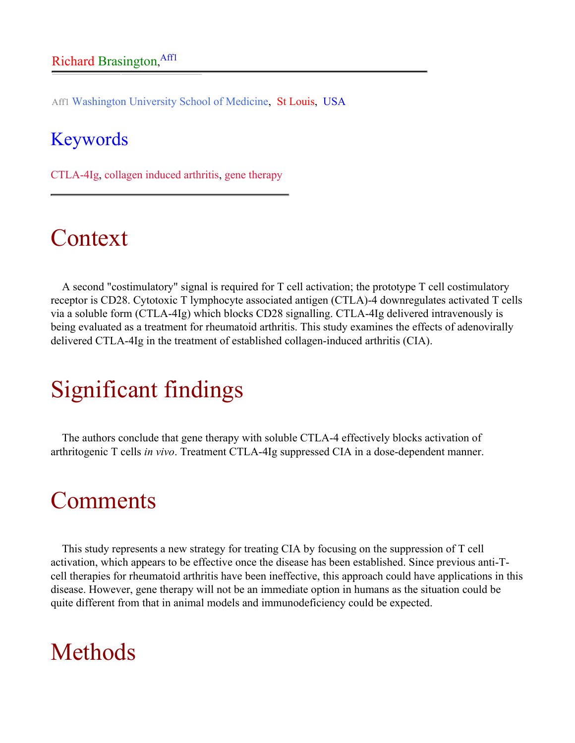Richard Brasington,[Aff1]

Aff1 Washington University School of Medicine, St Louis, USA

## Keywords

CTLA-4Ig, collagen induced arthritis, gene therapy

# Context

A second "costimulatory" signal is required for T cell activation; the prototype T cell costimulatory receptor is CD28. Cytotoxic T lymphocyte associated antigen (CTLA)-4 downregulates activated T cells via a soluble form (CTLA-4Ig) which blocks CD28 signalling. CTLA-4Ig delivered intravenously is being evaluated as a treatment for rheumatoid arthritis. This study examines the effects of adenovirally delivered CTLA-4Ig in the treatment of established collagen-induced arthritis (CIA).

# Significant findings

The authors conclude that gene therapy with soluble CTLA-4 effectively blocks activation of arthritogenic T cells *in vivo*. Treatment CTLA-4Ig suppressed CIA in a dose-dependent manner.

# Comments

This study represents a new strategy for treating CIA by focusing on the suppression of T cell activation, which appears to be effective once the disease has been established. Since previous anti-T-cell therapies for rheumatoid arthritis have been ineffective, this approach could have applications in this disease. However, gene therapy will not be an immediate option in humans as the situation could be quite different from that in animal models and immunodeficiency could be expected.

# Methods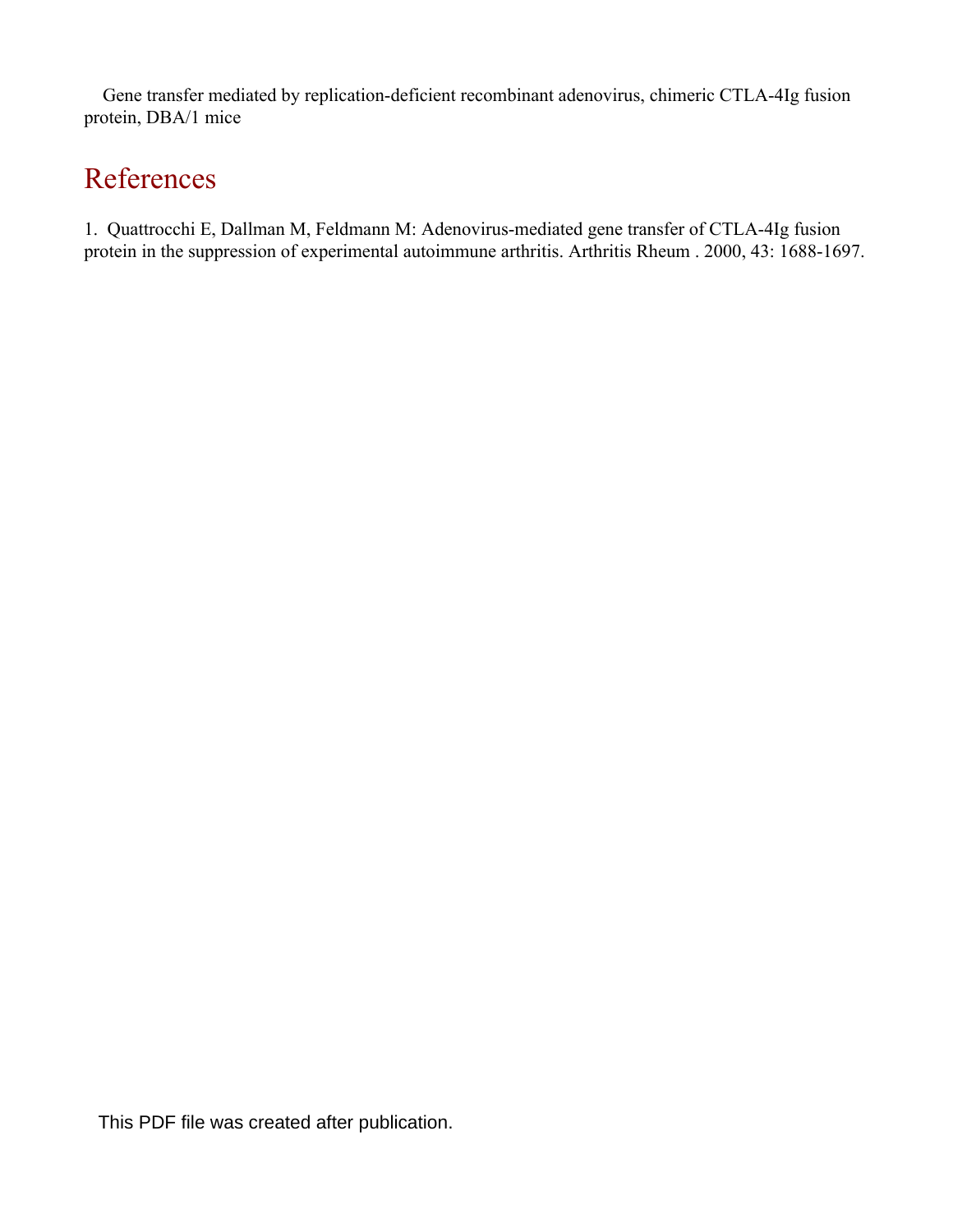Gene transfer mediated by replication-deficient recombinant adenovirus, chimeric CTLA-4Ig fusion protein, DBA/1 mice

## References

1. Quattrocchi E, Dallman M, Feldmann M: Adenovirus-mediated gene transfer of CTLA-4Ig fusion protein in the suppression of experimental autoimmune arthritis. Arthritis Rheum . 2000, 43: 1688-1697.

This PDF file was created after publication.